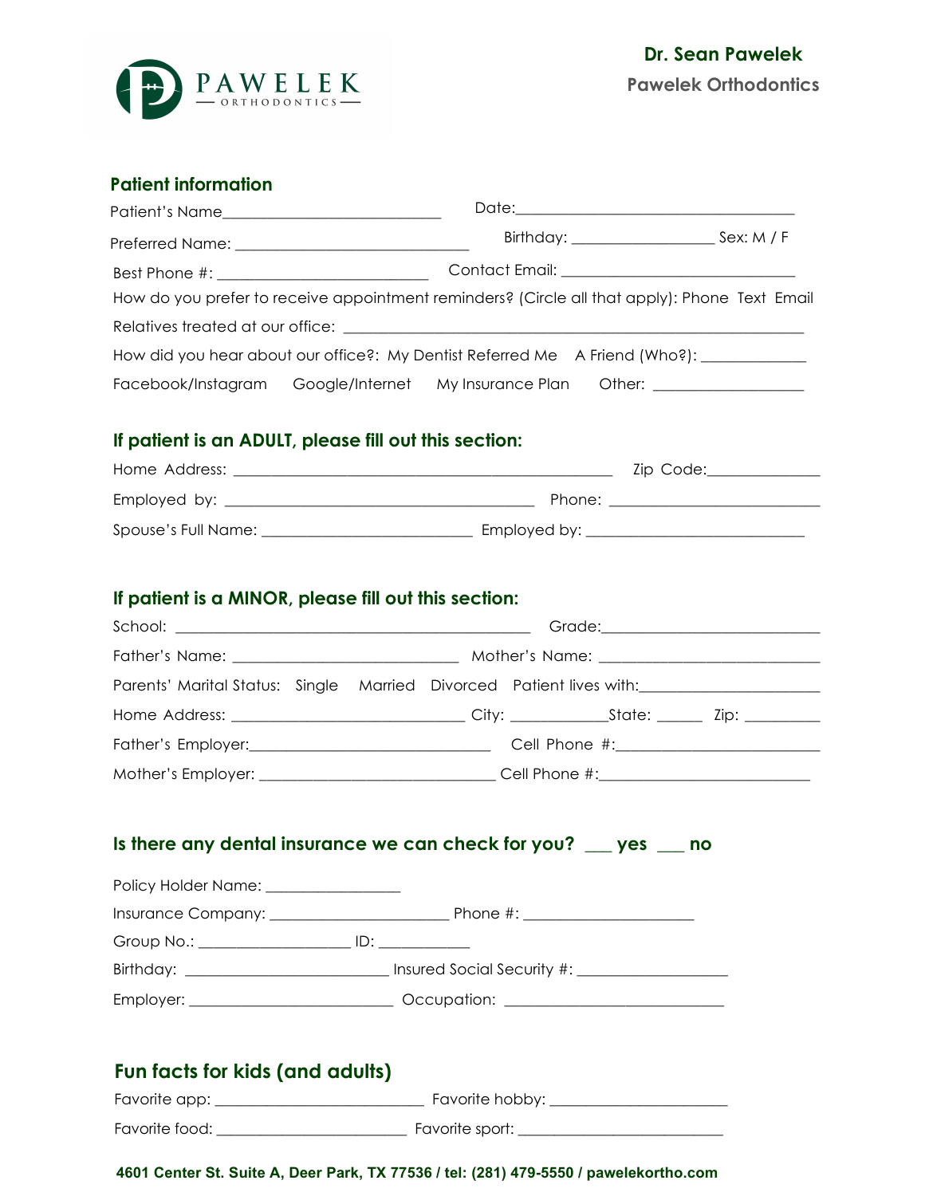**Dr. Sean Pawelek**

**Pawelek Orthodontics**

PAWELEK ORTHODONTICS

## Patient information

Patient's Name___________________________ Date:___________________________________

Preferred Name: _____________________________ Birthday: _________________ Sex: M / F

Best Phone #: __________________________ Contact Email: ____________________________

How do you prefer to receive appointment reminders? (Circle all that apply): Phone Text Email

Relatives treated at our office: _________________________________________________________

How did you hear about our office?: My Dentist Referred Me A Friend (Who?): _____________

Facebook/Instagram Google/Internet My Insurance Plan Other: __________________

## If patient is an ADULT, please fill out this section:

Home Address: _______________________________________________ Zip Code:______________

Employed by: _______________________________________ Phone: __________________________

Spouse's Full Name: __________________________ Employed by: ___________________________

## If patient is a MINOR, please fill out this section:

School: _____________________________________________ Grade:___________________________

Father's Name: ____________________________ Mother's Name: ____________________________

Parents' Marital Status: Single Married Divorced Patient lives with:______________________

Home Address: _____________________________ City: ____________State: ______ Zip: _________

Father's Employer:______________________________ Cell Phone #:_________________________

Mother's Employer: _____________________________ Cell Phone #:__________________________

## Is there any dental insurance we can check for you? ___ yes ___ no

Policy Holder Name: ________________

Insurance Company: ______________________ Phone #: _____________________

Group No.: ___________________ ID: ____________

Birthday: _________________________ Insured Social Security #: __________________

Employer: _________________________ Occupation: ___________________________

## Fun facts for kids (and adults)

Favorite app: __________________________ Favorite hobby: ______________________

Favorite food: ________________________ Favorite sport: _________________________

**4601 Center St. Suite A, Deer Park, TX 77536 / tel: (281) 479-5550 / pawelekortho.com**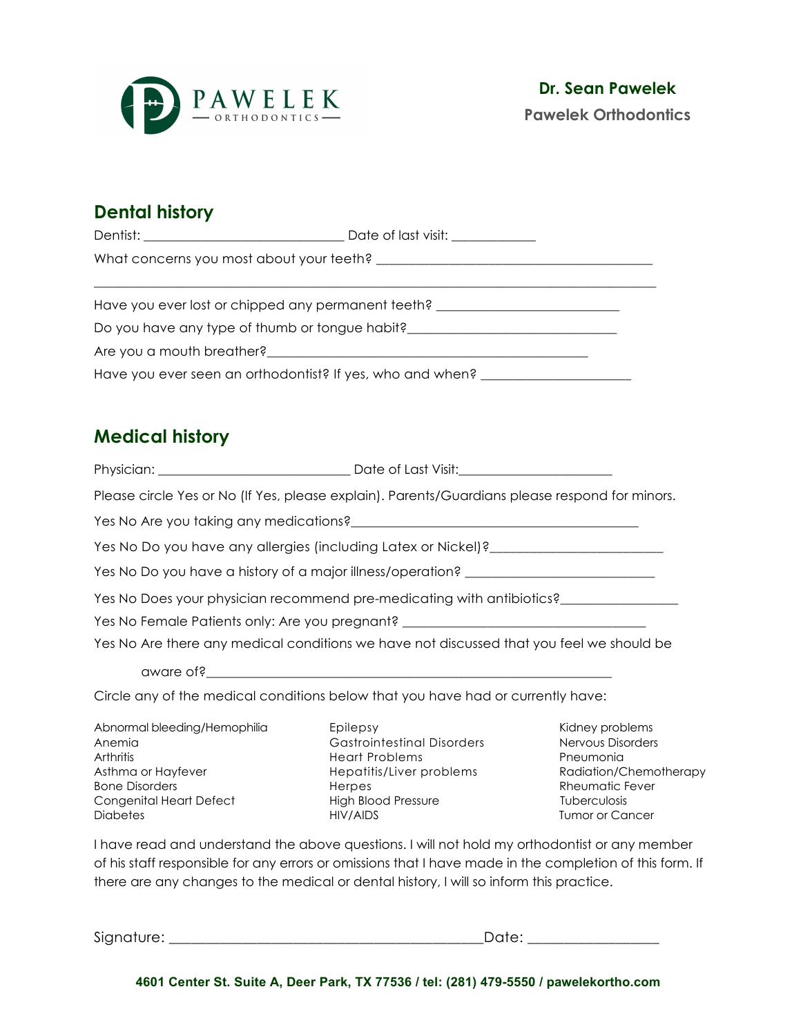Dr. Sean Pawelek
Pawelek Orthodontics

## Dental history

Dentist: ______________________________ Date of last visit: ____________

What concerns you most about your teeth? ________________________________________

________________________________________________________________________________

Have you ever lost or chipped any permanent teeth? ___________________________

Do you have any type of thumb or tongue habit?_______________________________

Are you a mouth breather?_______________________________________________

Have you ever seen an orthodontist? If yes, who and when? ______________________

## Medical history

Physician: ____________________________ Date of Last Visit:______________________

Please circle Yes or No (If Yes, please explain). Parents/Guardians please respond for minors.

Yes No Are you taking any medications?__________________________________________

Yes No Do you have any allergies (including Latex or Nickel)?__________________________

Yes No Do you have a history of a major illness/operation? ___________________________

Yes No Does your physician recommend pre-medicating with antibiotics?_________________

Yes No Female Patients only: Are you pregnant? ___________________________________

Yes No Are there any medical conditions we have not discussed that you feel we should be aware of?______________________________________________________________

Circle any of the medical conditions below that you have had or currently have:

| | | |
|---|---|---|
| Abnormal bleeding/Hemophilia | Epilepsy | Kidney problems |
| Anemia | Gastrointestinal Disorders | Nervous Disorders |
| Arthritis | Heart Problems | Pneumonia |
| Asthma or Hayfever | Hepatitis/Liver problems | Radiation/Chemotherapy |
| Bone Disorders | Herpes | Rheumatic Fever |
| Congenital Heart Defect | High Blood Pressure | Tuberculosis |
| Diabetes | HIV/AIDS | Tumor or Cancer |

I have read and understand the above questions. I will not hold my orthodontist or any member of his staff responsible for any errors or omissions that I have made in the completion of this form. If there are any changes to the medical or dental history, I will so inform this practice.

Signature: __________________________________________Date: _________________

**4601 Center St. Suite A, Deer Park, TX 77536 / tel: (281) 479-5550 / pawelekortho.com**